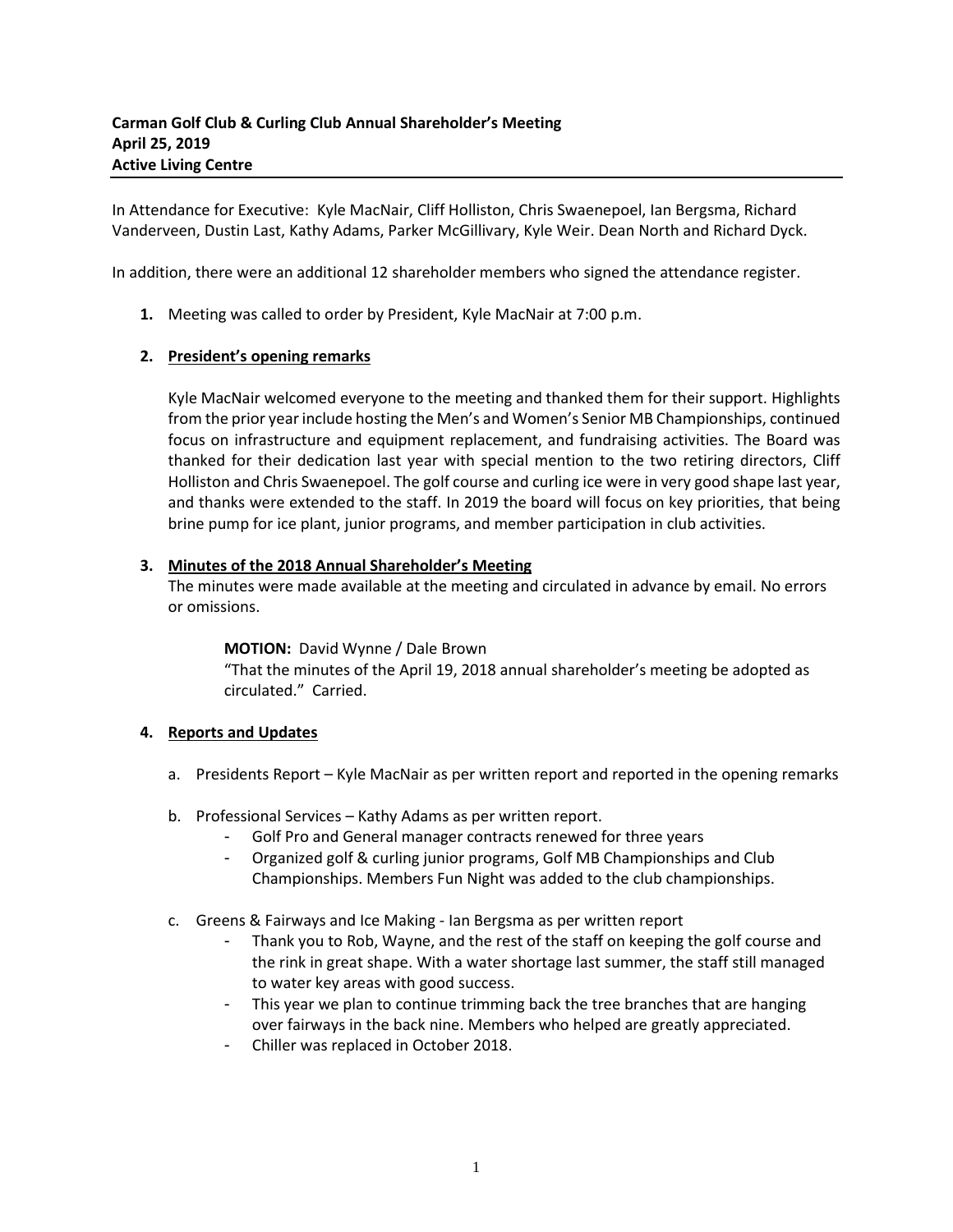**Carman Golf Club & Curling Club Annual Shareholder's Meeting**
**April 25, 2019**
**Active Living Centre**

---

In Attendance for Executive: Kyle MacNair, Cliff Holliston, Chris Swaenepoel, Ian Bergsma, Richard Vanderveen, Dustin Last, Kathy Adams, Parker McGillivary, Kyle Weir. Dean North and Richard Dyck.

In addition, there were an additional 12 shareholder members who signed the attendance register.

1. Meeting was called to order by President, Kyle MacNair at 7:00 p.m.

2. **President's opening remarks**

   Kyle MacNair welcomed everyone to the meeting and thanked them for their support. Highlights from the prior year include hosting the Men's and Women's Senior MB Championships, continued focus on infrastructure and equipment replacement, and fundraising activities. The Board was thanked for their dedication last year with special mention to the two retiring directors, Cliff Holliston and Chris Swaenepoel. The golf course and curling ice were in very good shape last year, and thanks were extended to the staff. In 2019 the board will focus on key priorities, that being brine pump for ice plant, junior programs, and member participation in club activities.

3. **Minutes of the 2018 Annual Shareholder's Meeting**

   The minutes were made available at the meeting and circulated in advance by email. No errors or omissions.

   **MOTION:** David Wynne / Dale Brown
   "That the minutes of the April 19, 2018 annual shareholder's meeting be adopted as circulated." Carried.

4. **Reports and Updates**

   a. Presidents Report – Kyle MacNair as per written report and reported in the opening remarks

   b. Professional Services – Kathy Adams as per written report.
      - Golf Pro and General manager contracts renewed for three years
      - Organized golf & curling junior programs, Golf MB Championships and Club Championships. Members Fun Night was added to the club championships.

   c. Greens & Fairways and Ice Making - Ian Bergsma as per written report
      - Thank you to Rob, Wayne, and the rest of the staff on keeping the golf course and the rink in great shape. With a water shortage last summer, the staff still managed to water key areas with good success.
      - This year we plan to continue trimming back the tree branches that are hanging over fairways in the back nine. Members who helped are greatly appreciated.
      - Chiller was replaced in October 2018.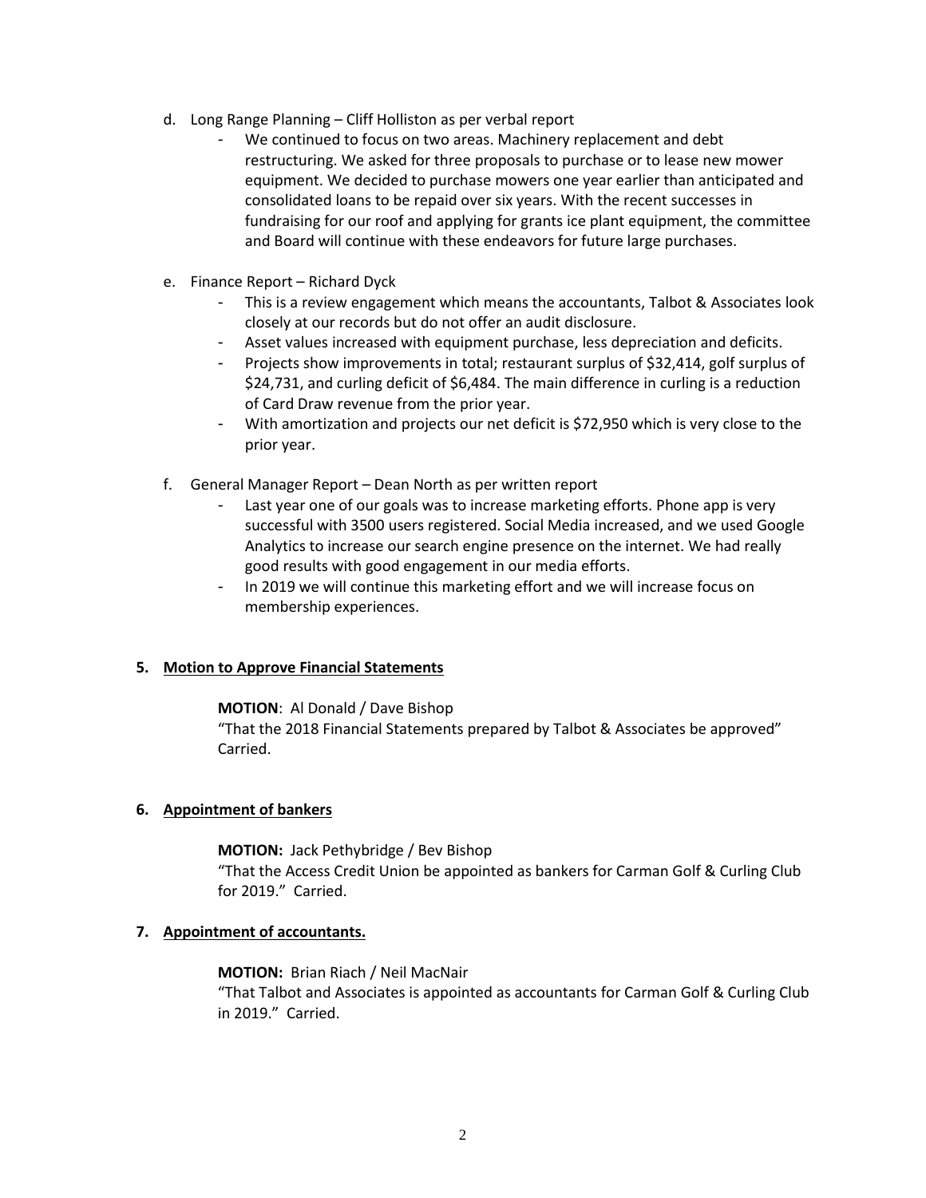d. Long Range Planning – Cliff Holliston as per verbal report

- We continued to focus on two areas. Machinery replacement and debt restructuring. We asked for three proposals to purchase or to lease new mower equipment. We decided to purchase mowers one year earlier than anticipated and consolidated loans to be repaid over six years. With the recent successes in fundraising for our roof and applying for grants ice plant equipment, the committee and Board will continue with these endeavors for future large purchases.

e. Finance Report – Richard Dyck

- This is a review engagement which means the accountants, Talbot & Associates look closely at our records but do not offer an audit disclosure.
- Asset values increased with equipment purchase, less depreciation and deficits.
- Projects show improvements in total; restaurant surplus of $32,414, golf surplus of $24,731, and curling deficit of $6,484. The main difference in curling is a reduction of Card Draw revenue from the prior year.
- With amortization and projects our net deficit is $72,950 which is very close to the prior year.

f. General Manager Report – Dean North as per written report

- Last year one of our goals was to increase marketing efforts. Phone app is very successful with 3500 users registered. Social Media increased, and we used Google Analytics to increase our search engine presence on the internet. We had really good results with good engagement in our media efforts.
- In 2019 we will continue this marketing effort and we will increase focus on membership experiences.

**5. Motion to Approve Financial Statements**

**MOTION**: Al Donald / Dave Bishop
"That the 2018 Financial Statements prepared by Talbot & Associates be approved" Carried.

**6. Appointment of bankers**

**MOTION:** Jack Pethybridge / Bev Bishop
"That the Access Credit Union be appointed as bankers for Carman Golf & Curling Club for 2019." Carried.

**7. Appointment of accountants.**

**MOTION:** Brian Riach / Neil MacNair
"That Talbot and Associates is appointed as accountants for Carman Golf & Curling Club in 2019." Carried.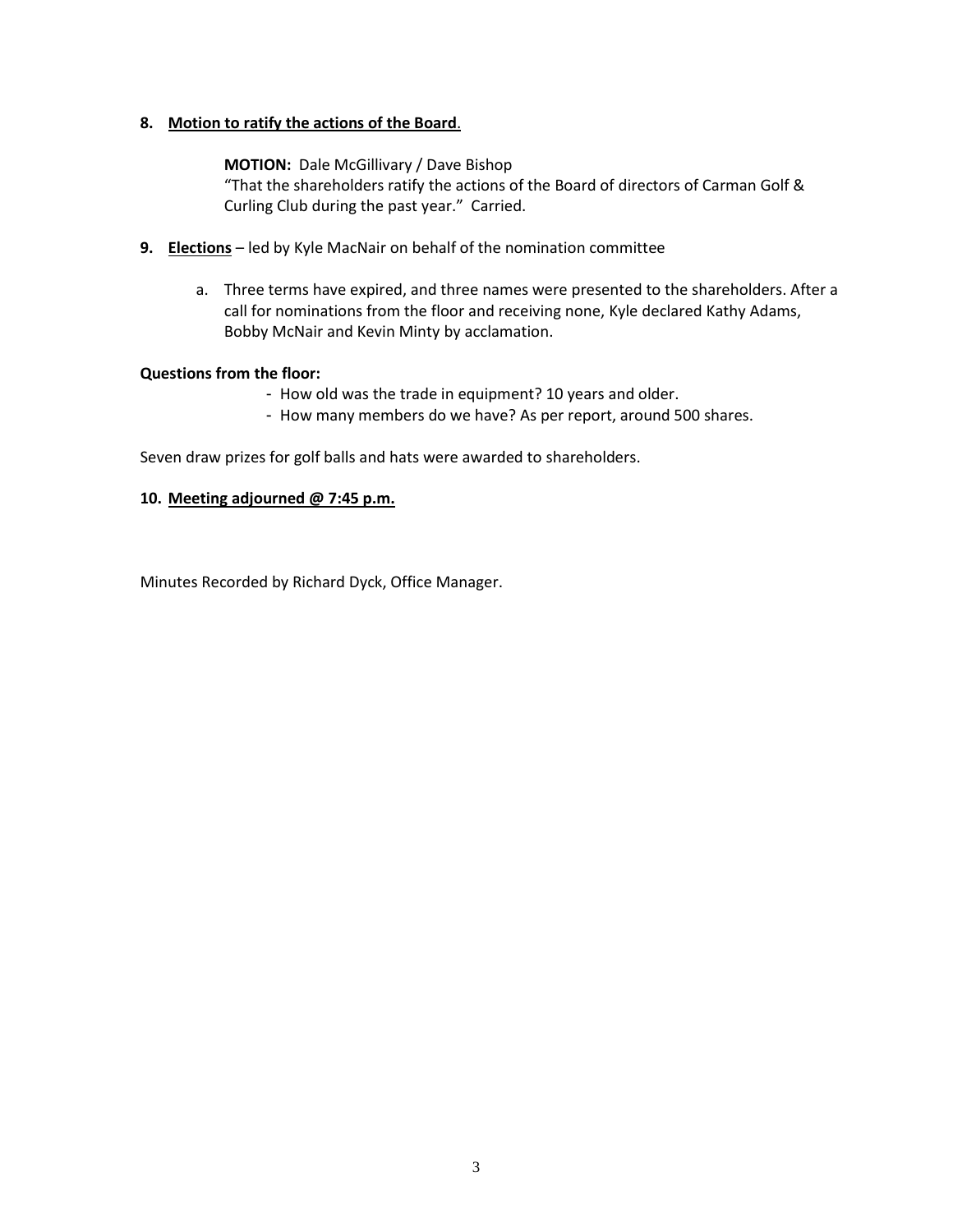**8. <u>Motion to ratify the actions of the Board</u>.**

> **MOTION:** Dale McGillivary / Dave Bishop
> "That the shareholders ratify the actions of the Board of directors of Carman Golf & Curling Club during the past year." Carried.

**9. <u>Elections</u>** – led by Kyle MacNair on behalf of the nomination committee

a. Three terms have expired, and three names were presented to the shareholders. After a call for nominations from the floor and receiving none, Kyle declared Kathy Adams, Bobby McNair and Kevin Minty by acclamation.

**Questions from the floor:**

- How old was the trade in equipment? 10 years and older.
- How many members do we have? As per report, around 500 shares.

Seven draw prizes for golf balls and hats were awarded to shareholders.

**10. <u>Meeting adjourned @ 7:45 p.m.</u>**

Minutes Recorded by Richard Dyck, Office Manager.